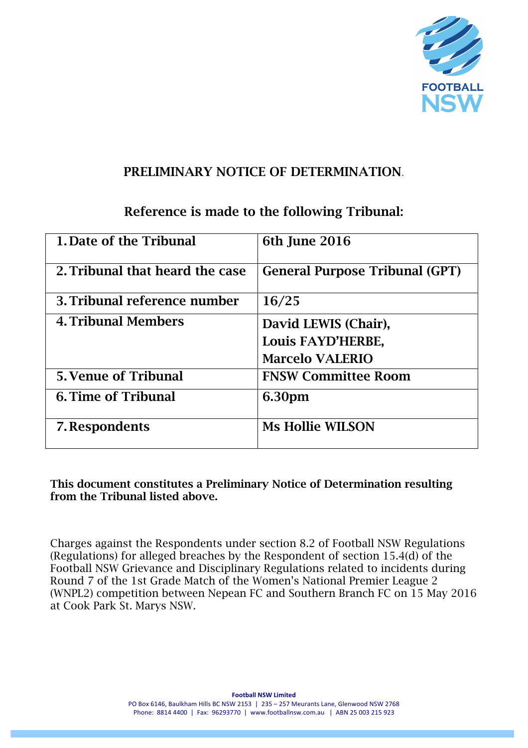# PRELIMINARY NOTICE OF DETERMINATION.

## Reference is made to the following Tribunal:

| | |
|---|---|
| **1. Date of the Tribunal** | **6th June 2016** |
| **2. Tribunal that heard the case** | **General Purpose Tribunal (GPT)** |
| **3. Tribunal reference number** | **16/25** |
| **4. Tribunal Members** | **David LEWIS (Chair), Louis FAYD'HERBE, Marcelo VALERIO** |
| **5. Venue of Tribunal** | **FNSW Committee Room** |
| **6. Time of Tribunal** | **6.30pm** |
| **7. Respondents** | **Ms Hollie WILSON** |

**This document constitutes a Preliminary Notice of Determination resulting from the Tribunal listed above.**

Charges against the Respondents under section 8.2 of Football NSW Regulations (Regulations) for alleged breaches by the Respondent of section 15.4(d) of the Football NSW Grievance and Disciplinary Regulations related to incidents during Round 7 of the 1st Grade Match of the Women's National Premier League 2 (WNPL2) competition between Nepean FC and Southern Branch FC on 15 May 2016 at Cook Park St. Marys NSW.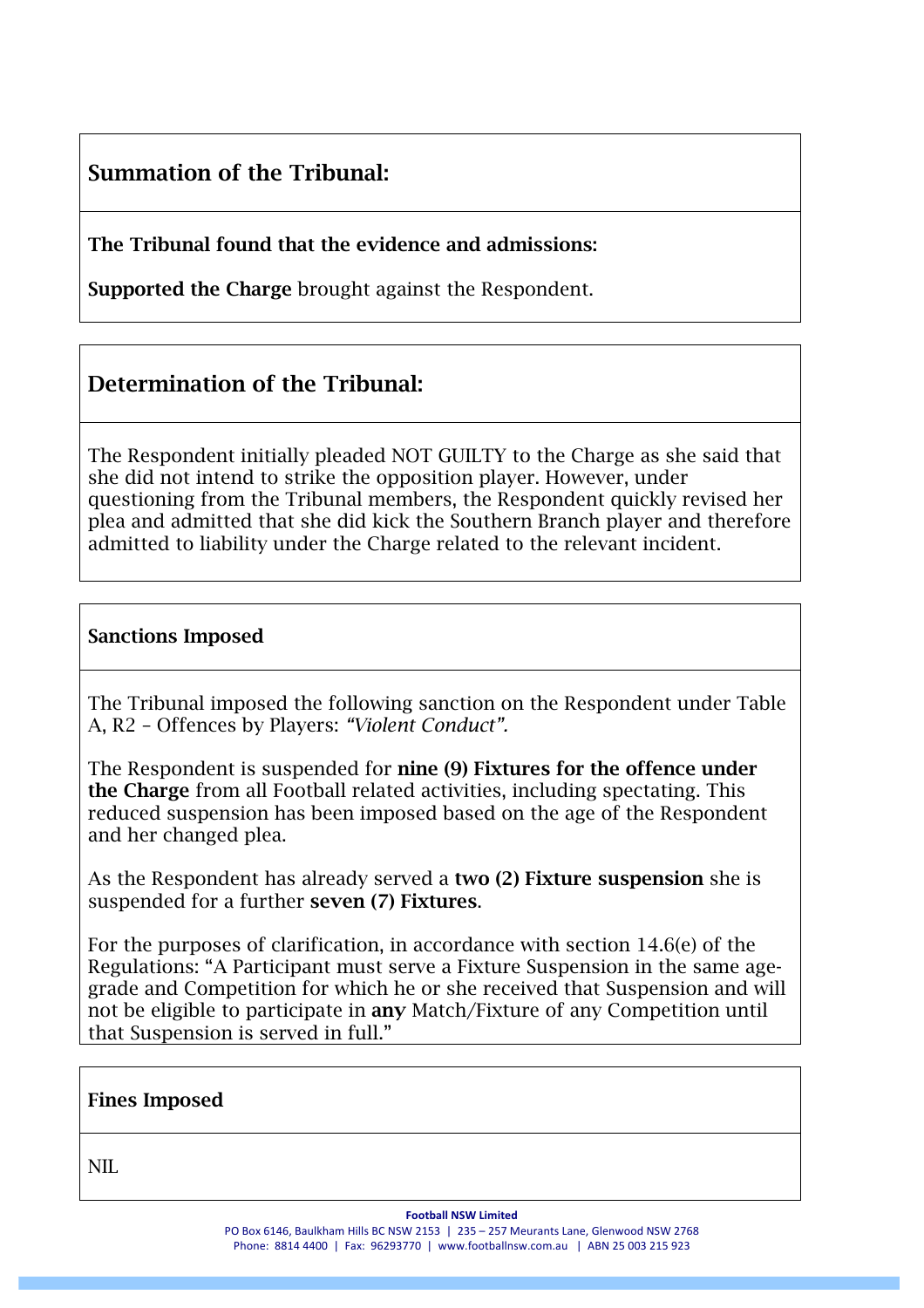## Summation of the Tribunal:

**The Tribunal found that the evidence and admissions:**

**Supported the Charge** brought against the Respondent.

## Determination of the Tribunal:

The Respondent initially pleaded NOT GUILTY to the Charge as she said that she did not intend to strike the opposition player. However, under questioning from the Tribunal members, the Respondent quickly revised her plea and admitted that she did kick the Southern Branch player and therefore admitted to liability under the Charge related to the relevant incident.

### Sanctions Imposed

The Tribunal imposed the following sanction on the Respondent under Table A, R2 – Offences by Players: *"Violent Conduct"*.

The Respondent is suspended for **nine (9) Fixtures for the offence under the Charge** from all Football related activities, including spectating. This reduced suspension has been imposed based on the age of the Respondent and her changed plea.

As the Respondent has already served a **two (2) Fixture suspension** she is suspended for a further **seven (7) Fixtures**.

For the purposes of clarification, in accordance with section 14.6(e) of the Regulations: "A Participant must serve a Fixture Suspension in the same age-grade and Competition for which he or she received that Suspension and will not be eligible to participate in **any** Match/Fixture of any Competition until that Suspension is served in full."

### Fines Imposed

NIL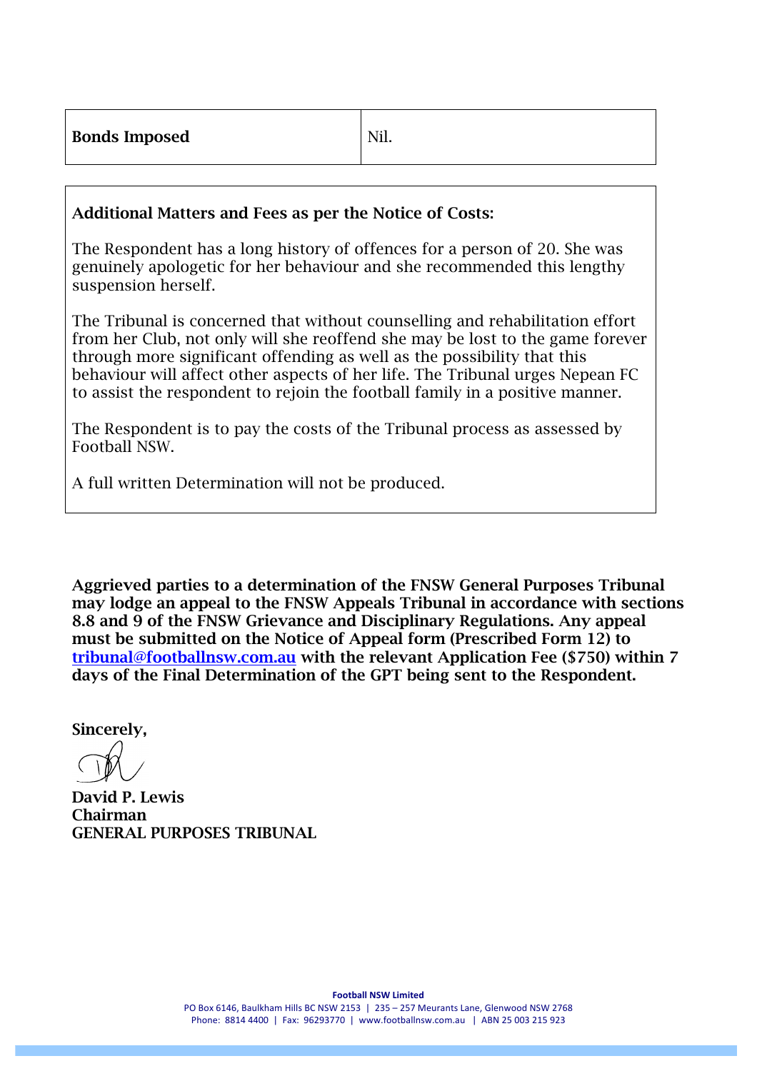| | |
|---|---|
| **Bonds Imposed** | Nil. |

**Additional Matters and Fees as per the Notice of Costs:**

The Respondent has a long history of offences for a person of 20. She was genuinely apologetic for her behaviour and she recommended this lengthy suspension herself.

The Tribunal is concerned that without counselling and rehabilitation effort from her Club, not only will she reoffend she may be lost to the game forever through more significant offending as well as the possibility that this behaviour will affect other aspects of her life. The Tribunal urges Nepean FC to assist the respondent to rejoin the football family in a positive manner.

The Respondent is to pay the costs of the Tribunal process as assessed by Football NSW.

A full written Determination will not be produced.

**Aggrieved parties to a determination of the FNSW General Purposes Tribunal may lodge an appeal to the FNSW Appeals Tribunal in accordance with sections 8.8 and 9 of the FNSW Grievance and Disciplinary Regulations. Any appeal must be submitted on the Notice of Appeal form (Prescribed Form 12) to [tribunal@footballnsw.com.au](mailto:tribunal@footballnsw.com.au) with the relevant Application Fee ($750) within 7 days of the Final Determination of the GPT being sent to the Respondent.**

**Sincerely,**

**David P. Lewis**
**Chairman**
**GENERAL PURPOSES TRIBUNAL**

**Football NSW Limited**
PO Box 6146, Baulkham Hills BC NSW 2153 | 235 – 257 Meurants Lane, Glenwood NSW 2768
Phone: 8814 4400 | Fax: 96293770 | www.footballnsw.com.au | ABN 25 003 215 923